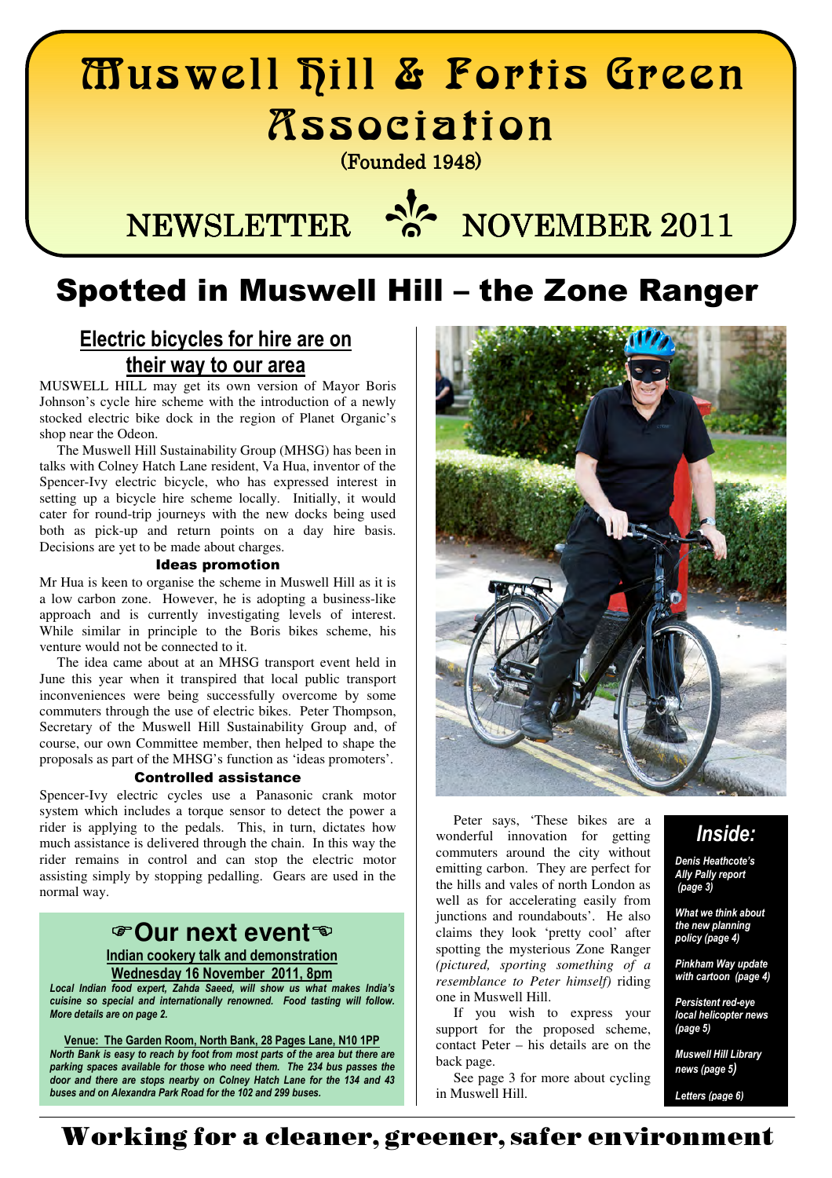# Muswell Hill & Fortis Green Association

(Founded 1948)

NEWSLETTER NOVEMBER 2011

# Spotted in Muswell Hill – the Zone Ranger

## Electric bicycles for hire are on their way to our area

MUSWELL HILL may get its own version of Mayor Boris Johnson's cycle hire scheme with the introduction of a newly stocked electric bike dock in the region of Planet Organic's shop near the Odeon.

The Muswell Hill Sustainability Group (MHSG) has been in talks with Colney Hatch Lane resident, Va Hua, inventor of the Spencer-Ivy electric bicycle, who has expressed interest in setting up a bicycle hire scheme locally. Initially, it would cater for round-trip journeys with the new docks being used both as pick-up and return points on a day hire basis. Decisions are yet to be made about charges.

### Ideas promotion

Mr Hua is keen to organise the scheme in Muswell Hill as it is a low carbon zone. However, he is adopting a business-like approach and is currently investigating levels of interest. While similar in principle to the Boris bikes scheme, his venture would not be connected to it.

The idea came about at an MHSG transport event held in June this year when it transpired that local public transport inconveniences were being successfully overcome by some commuters through the use of electric bikes. Peter Thompson, Secretary of the Muswell Hill Sustainability Group and, of course, our own Committee member, then helped to shape the proposals as part of the MHSG's function as 'ideas promoters'.

### Controlled assistance

Spencer-Ivy electric cycles use a Panasonic crank motor system which includes a torque sensor to detect the power a rider is applying to the pedals. This, in turn, dictates how much assistance is delivered through the chain. In this way the rider remains in control and can stop the electric motor assisting simply by stopping pedalling. Gears are used in the normal way.

Peter says, 'These bikes are a wonderful innovation for getting commuters around the city without emitting carbon. They are perfect for the hills and vales of north London as well as for accelerating easily from junctions and roundabouts'. He also claims they look 'pretty cool' after spotting the mysterious Zone Ranger *(pictured, sporting something of a resemblance to Peter himself)* riding one in Muswell Hill.

If you wish to express your support for the proposed scheme, contact Peter – his details are on the back page.

See page 3 for more about cycling in Muswell Hill.

## ☞Our next event☜

**Indian cookery talk and demonstration**

**Wednesday 16 November 2011, 8pm**

***Local Indian food expert, Zahda Saeed, will show us what makes India's cuisine so special and internationally renowned. Food tasting will follow. More details are on page 2.***

**Venue: The Garden Room, North Bank, 28 Pages Lane, N10 1PP**

***North Bank is easy to reach by foot from most parts of the area but there are parking spaces available for those who need them. The 234 bus passes the door and there are stops nearby on Colney Hatch Lane for the 134 and 43 buses and on Alexandra Park Road for the 102 and 299 buses.***

## *Inside:*

- *Denis Heathcote's Ally Pally report (page 3)*
- *What we think about the new planning policy (page 4)*
- *Pinkham Way update with cartoon (page 4)*
- *Persistent red-eye local helicopter news (page 5)*
- *Muswell Hill Library news (page 5)*
- *Letters (page 6)*

**Working for a cleaner, greener, safer environment**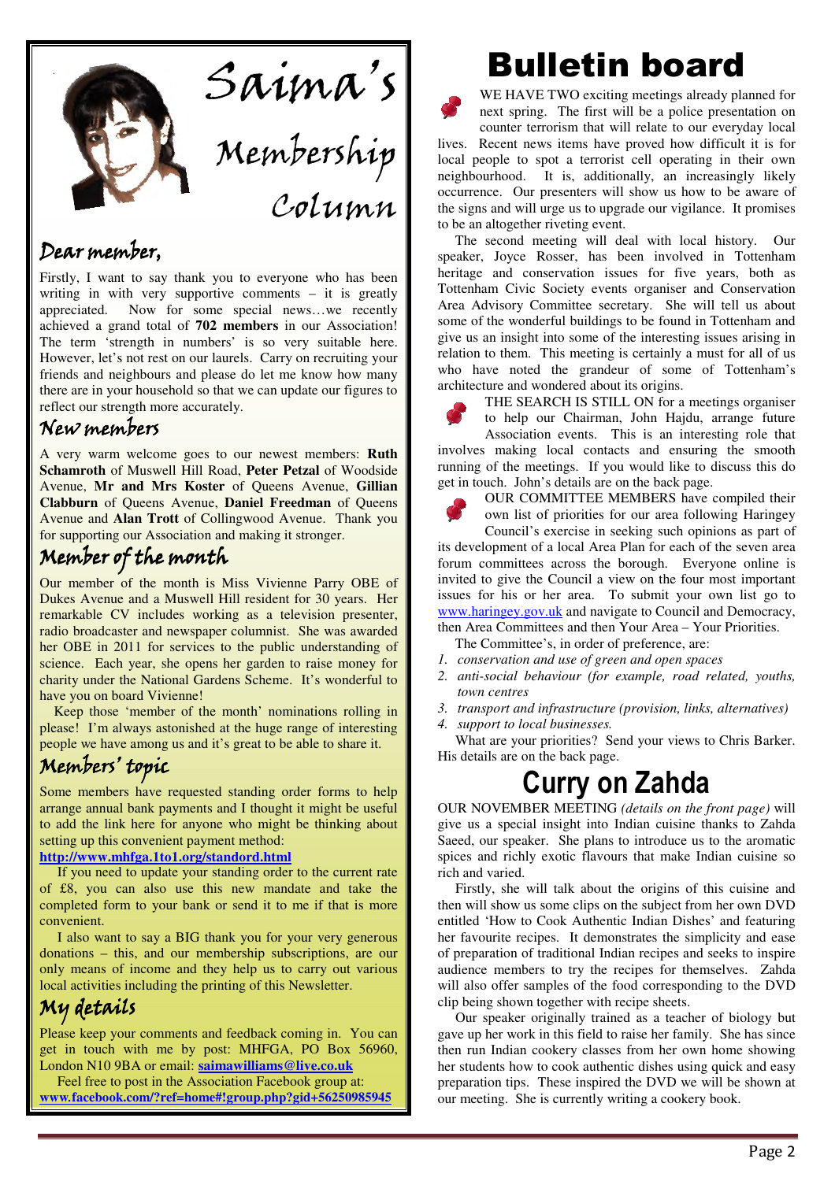# Saima's Membership Column

## Dear member,

Firstly, I want to say thank you to everyone who has been writing in with very supportive comments – it is greatly appreciated. Now for some special news…we recently achieved a grand total of **702 members** in our Association! The term 'strength in numbers' is so very suitable here. However, let's not rest on our laurels. Carry on recruiting your friends and neighbours and please do let me know how many there are in your household so that we can update our figures to reflect our strength more accurately.

## New members

A very warm welcome goes to our newest members: **Ruth Schamroth** of Muswell Hill Road, **Peter Petzal** of Woodside Avenue, **Mr and Mrs Koster** of Queens Avenue, **Gillian Clabburn** of Queens Avenue, **Daniel Freedman** of Queens Avenue and **Alan Trott** of Collingwood Avenue. Thank you for supporting our Association and making it stronger.

## Member of the month

Our member of the month is Miss Vivienne Parry OBE of Dukes Avenue and a Muswell Hill resident for 30 years. Her remarkable CV includes working as a television presenter, radio broadcaster and newspaper columnist. She was awarded her OBE in 2011 for services to the public understanding of science. Each year, she opens her garden to raise money for charity under the National Gardens Scheme. It's wonderful to have you on board Vivienne!

Keep those 'member of the month' nominations rolling in please! I'm always astonished at the huge range of interesting people we have among us and it's great to be able to share it.

## Members' topic

Some members have requested standing order forms to help arrange annual bank payments and I thought it might be useful to add the link here for anyone who might be thinking about setting up this convenient payment method:
**http://www.mhfga.1to1.org/standord.html**

If you need to update your standing order to the current rate of £8, you can also use this new mandate and take the completed form to your bank or send it to me if that is more convenient.

I also want to say a BIG thank you for your very generous donations – this, and our membership subscriptions, are our only means of income and they help us to carry out various local activities including the printing of this Newsletter.

## My details

Please keep your comments and feedback coming in. You can get in touch with me by post: MHFGA, PO Box 56960, London N10 9BA or email: **saimawilliams@live.co.uk**

Feel free to post in the Association Facebook group at:
**www.facebook.com/?ref=home#!group.php?gid=56250985945**

# Bulletin board

WE HAVE TWO exciting meetings already planned for next spring. The first will be a police presentation on counter terrorism that will relate to our everyday local lives. Recent news items have proved how difficult it is for local people to spot a terrorist cell operating in their own neighbourhood. It is, additionally, an increasingly likely occurrence. Our presenters will show us how to be aware of the signs and will urge us to upgrade our vigilance. It promises to be an altogether riveting event.

The second meeting will deal with local history. Our speaker, Joyce Rosser, has been involved in Tottenham heritage and conservation issues for five years, both as Tottenham Civic Society events organiser and Conservation Area Advisory Committee secretary. She will tell us about some of the wonderful buildings to be found in Tottenham and give us an insight into some of the interesting issues arising in relation to them. This meeting is certainly a must for all of us who have noted the grandeur of some of Tottenham's architecture and wondered about its origins.

THE SEARCH IS STILL ON for a meetings organiser to help our Chairman, John Hajdu, arrange future Association events. This is an interesting role that involves making local contacts and ensuring the smooth running of the meetings. If you would like to discuss this do get in touch. John's details are on the back page.

OUR COMMITTEE MEMBERS have compiled their own list of priorities for our area following Haringey Council's exercise in seeking such opinions as part of its development of a local Area Plan for each of the seven area forum committees across the borough. Everyone online is invited to give the Council a view on the four most important issues for his or her area. To submit your own list go to www.haringey.gov.uk and navigate to Council and Democracy, then Area Committees and then Your Area – Your Priorities.

The Committee's, in order of preference, are:

1. *conservation and use of green and open spaces*
2. *anti-social behaviour (for example, road related, youths, town centres*
3. *transport and infrastructure (provision, links, alternatives)*
4. *support to local businesses.*

What are your priorities? Send your views to Chris Barker. His details are on the back page.

# Curry on Zahda

OUR NOVEMBER MEETING *(details on the front page)* will give us a special insight into Indian cuisine thanks to Zahda Saeed, our speaker. She plans to introduce us to the aromatic spices and richly exotic flavours that make Indian cuisine so rich and varied.

Firstly, she will talk about the origins of this cuisine and then will show us some clips on the subject from her own DVD entitled 'How to Cook Authentic Indian Dishes' and featuring her favourite recipes. It demonstrates the simplicity and ease of preparation of traditional Indian recipes and seeks to inspire audience members to try the recipes for themselves. Zahda will also offer samples of the food corresponding to the DVD clip being shown together with recipe sheets.

Our speaker originally trained as a teacher of biology but gave up her work in this field to raise her family. She has since then run Indian cookery classes from her own home showing her students how to cook authentic dishes using quick and easy preparation tips. These inspired the DVD we will be shown at our meeting. She is currently writing a cookery book.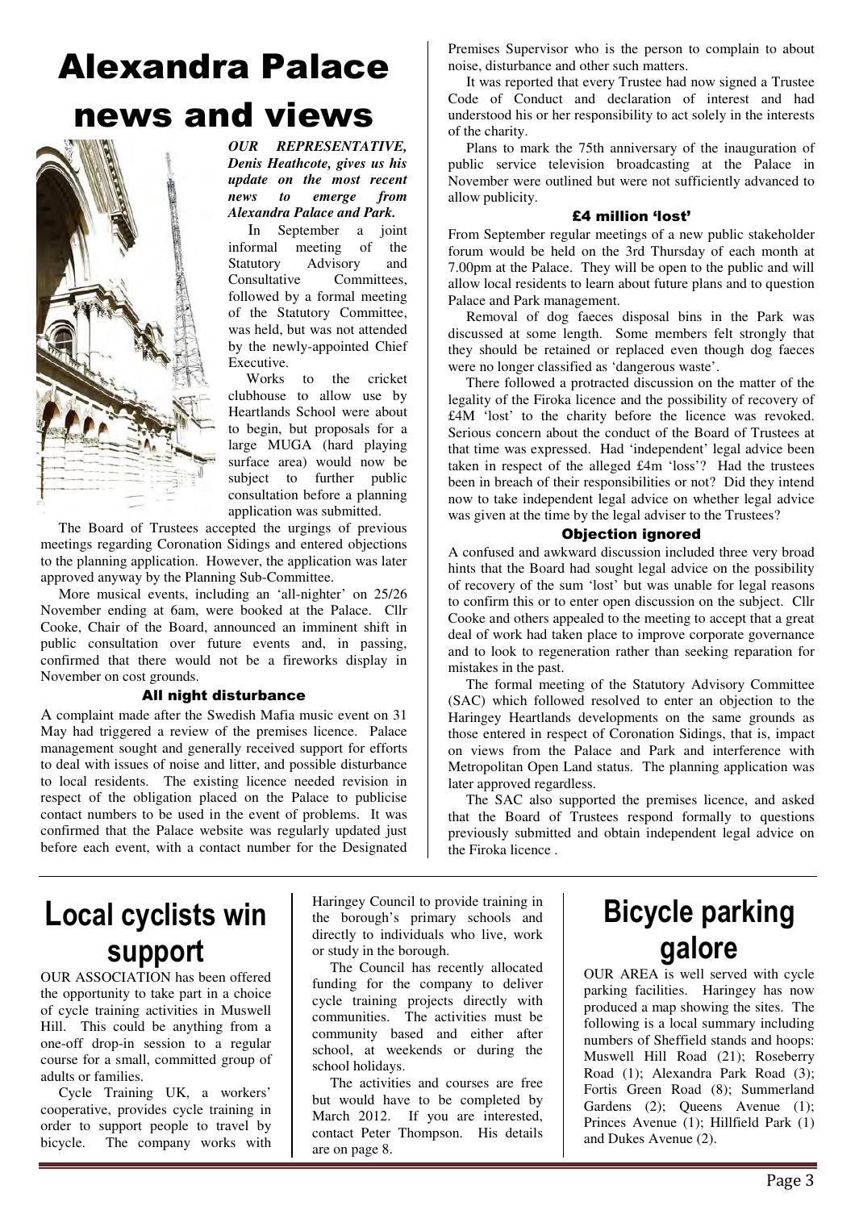# Alexandra Palace news and views

***OUR REPRESENTATIVE, Denis Heathcote, gives us his update on the most recent news to emerge from Alexandra Palace and Park.***

In September a joint informal meeting of the Statutory Advisory and Consultative Committees, followed by a formal meeting of the Statutory Committee, was held, but was not attended by the newly-appointed Chief Executive.

Works to the cricket clubhouse to allow use by Heartlands School were about to begin, but proposals for a large MUGA (hard playing surface area) would now be subject to further public consultation before a planning application was submitted.

The Board of Trustees accepted the urgings of previous meetings regarding Coronation Sidings and entered objections to the planning application. However, the application was later approved anyway by the Planning Sub-Committee.

More musical events, including an 'all-nighter' on 25/26 November ending at 6am, were booked at the Palace. Cllr Cooke, Chair of the Board, announced an imminent shift in public consultation over future events and, in passing, confirmed that there would not be a fireworks display in November on cost grounds.

### All night disturbance

A complaint made after the Swedish Mafia music event on 31 May had triggered a review of the premises licence. Palace management sought and generally received support for efforts to deal with issues of noise and litter, and possible disturbance to local residents. The existing licence needed revision in respect of the obligation placed on the Palace to publicise contact numbers to be used in the event of problems. It was confirmed that the Palace website was regularly updated just before each event, with a contact number for the Designated Premises Supervisor who is the person to complain to about noise, disturbance and other such matters.

It was reported that every Trustee had now signed a Trustee Code of Conduct and declaration of interest and had understood his or her responsibility to act solely in the interests of the charity.

Plans to mark the 75th anniversary of the inauguration of public service television broadcasting at the Palace in November were outlined but were not sufficiently advanced to allow publicity.

### £4 million 'lost'

From September regular meetings of a new public stakeholder forum would be held on the 3rd Thursday of each month at 7.00pm at the Palace. They will be open to the public and will allow local residents to learn about future plans and to question Palace and Park management.

Removal of dog faeces disposal bins in the Park was discussed at some length. Some members felt strongly that they should be retained or replaced even though dog faeces were no longer classified as 'dangerous waste'.

There followed a protracted discussion on the matter of the legality of the Firoka licence and the possibility of recovery of £4M 'lost' to the charity before the licence was revoked. Serious concern about the conduct of the Board of Trustees at that time was expressed. Had 'independent' legal advice been taken in respect of the alleged £4m 'loss'? Had the trustees been in breach of their responsibilities or not? Did they intend now to take independent legal advice on whether legal advice was given at the time by the legal adviser to the Trustees?

### Objection ignored

A confused and awkward discussion included three very broad hints that the Board had sought legal advice on the possibility of recovery of the sum 'lost' but was unable for legal reasons to confirm this or to enter open discussion on the subject. Cllr Cooke and others appealed to the meeting to accept that a great deal of work had taken place to improve corporate governance and to look to regeneration rather than seeking reparation for mistakes in the past.

The formal meeting of the Statutory Advisory Committee (SAC) which followed resolved to enter an objection to the Haringey Heartlands developments on the same grounds as those entered in respect of Coronation Sidings, that is, impact on views from the Palace and Park and interference with Metropolitan Open Land status. The planning application was later approved regardless.

The SAC also supported the premises licence, and asked that the Board of Trustees respond formally to questions previously submitted and obtain independent legal advice on the Firoka licence .

# Local cyclists win support

OUR ASSOCIATION has been offered the opportunity to take part in a choice of cycle training activities in Muswell Hill. This could be anything from a one-off drop-in session to a regular course for a small, committed group of adults or families.

Cycle Training UK, a workers' cooperative, provides cycle training in order to support people to travel by bicycle. The company works with Haringey Council to provide training in the borough's primary schools and directly to individuals who live, work or study in the borough.

The Council has recently allocated funding for the company to deliver cycle training projects directly with communities. The activities must be community based and either after school, at weekends or during the school holidays.

The activities and courses are free but would have to be completed by March 2012. If you are interested, contact Peter Thompson. His details are on page 8.

# Bicycle parking galore

OUR AREA is well served with cycle parking facilities. Haringey has now produced a map showing the sites. The following is a local summary including numbers of Sheffield stands and hoops: Muswell Hill Road (21); Roseberry Road (1); Alexandra Park Road (3); Fortis Green Road (8); Summerland Gardens (2); Queens Avenue (1); Princes Avenue (1); Hillfield Park (1) and Dukes Avenue (2).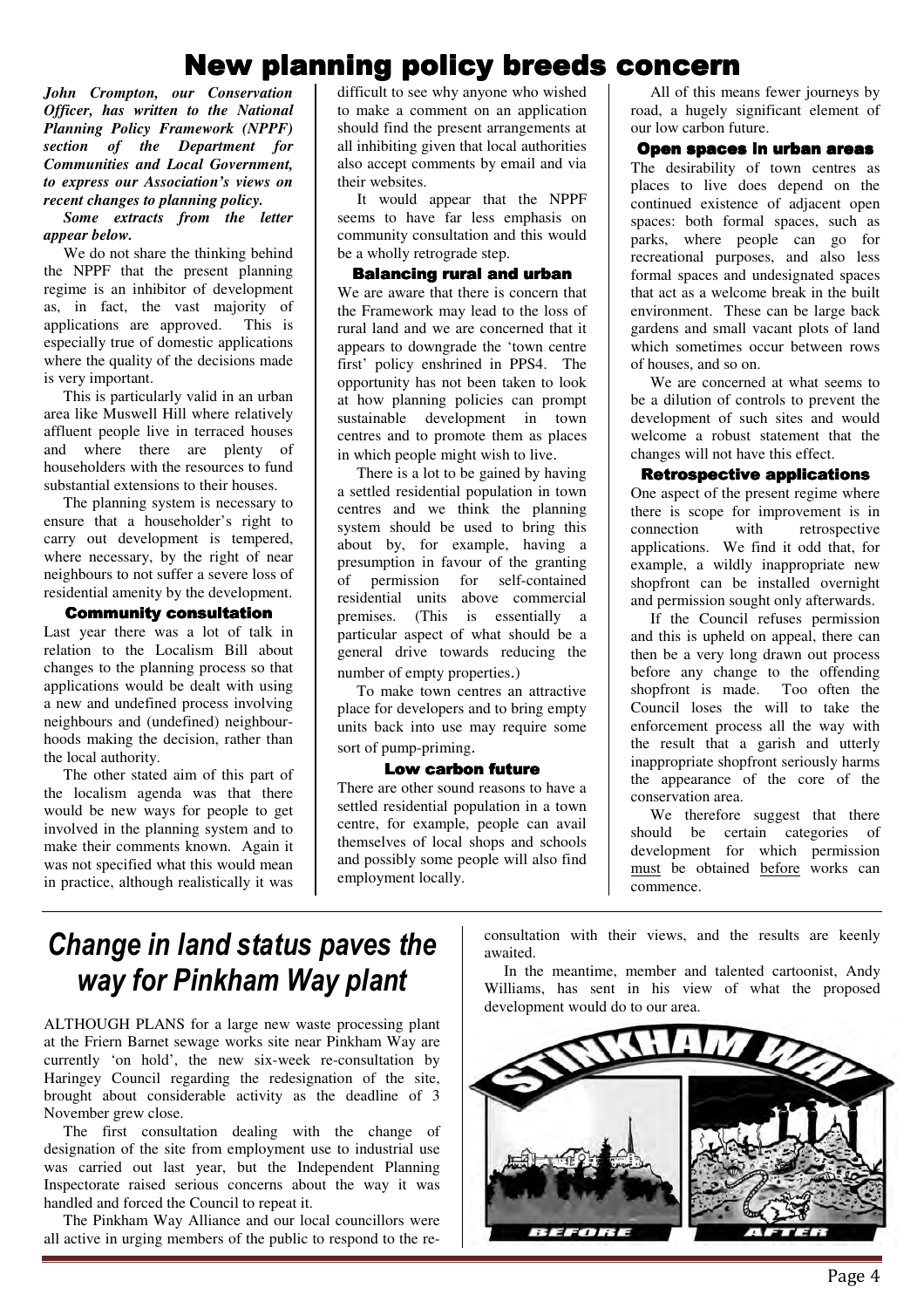# New planning policy breeds concern

***John Crompton, our Conservation Officer, has written to the National Planning Policy Framework (NPPF) section of the Department for Communities and Local Government, to express our Association's views on recent changes to planning policy.***

***Some extracts from the letter appear below.***

We do not share the thinking behind the NPPF that the present planning regime is an inhibitor of development as, in fact, the vast majority of applications are approved. This is especially true of domestic applications where the quality of the decisions made is very important.

This is particularly valid in an urban area like Muswell Hill where relatively affluent people live in terraced houses and where there are plenty of householders with the resources to fund substantial extensions to their houses.

The planning system is necessary to ensure that a householder's right to carry out development is tempered, where necessary, by the right of near neighbours to not suffer a severe loss of residential amenity by the development.

### Community consultation

Last year there was a lot of talk in relation to the Localism Bill about changes to the planning process so that applications would be dealt with using a new and undefined process involving neighbours and (undefined) neighbourhoods making the decision, rather than the local authority.

The other stated aim of this part of the localism agenda was that there would be new ways for people to get involved in the planning system and to make their comments known. Again it was not specified what this would mean in practice, although realistically it was difficult to see why anyone who wished to make a comment on an application should find the present arrangements at all inhibiting given that local authorities also accept comments by email and via their websites.

It would appear that the NPPF seems to have far less emphasis on community consultation and this would be a wholly retrograde step.

### Balancing rural and urban

We are aware that there is concern that the Framework may lead to the loss of rural land and we are concerned that it appears to downgrade the 'town centre first' policy enshrined in PPS4. The opportunity has not been taken to look at how planning policies can prompt sustainable development in town centres and to promote them as places in which people might wish to live.

There is a lot to be gained by having a settled residential population in town centres and we think the planning system should be used to bring this about by, for example, having a presumption in favour of the granting of permission for self-contained residential units above commercial premises. (This is essentially a particular aspect of what should be a general drive towards reducing the number of empty properties.)

To make town centres an attractive place for developers and to bring empty units back into use may require some sort of pump-priming.

### Low carbon future

There are other sound reasons to have a settled residential population in a town centre, for example, people can avail themselves of local shops and schools and possibly some people will also find employment locally.

All of this means fewer journeys by road, a hugely significant element of our low carbon future.

### Open spaces in urban areas

The desirability of town centres as places to live does depend on the continued existence of adjacent open spaces: both formal spaces, such as parks, where people can go for recreational purposes, and also less formal spaces and undesignated spaces that act as a welcome break in the built environment. These can be large back gardens and small vacant plots of land which sometimes occur between rows of houses, and so on.

We are concerned at what seems to be a dilution of controls to prevent the development of such sites and would welcome a robust statement that the changes will not have this effect.

### Retrospective applications

One aspect of the present regime where there is scope for improvement is in connection with retrospective applications. We find it odd that, for example, a wildly inappropriate new shopfront can be installed overnight and permission sought only afterwards.

If the Council refuses permission and this is upheld on appeal, there can then be a very long drawn out process before any change to the offending shopfront is made. Too often the Council loses the will to take the enforcement process all the way with the result that a garish and utterly inappropriate shopfront seriously harms the appearance of the core of the conservation area.

We therefore suggest that there should be certain categories of development for which permission must be obtained before works can commence.

# *Change in land status paves the way for Pinkham Way plant*

ALTHOUGH PLANS for a large new waste processing plant at the Friern Barnet sewage works site near Pinkham Way are currently 'on hold', the new six-week re-consultation by Haringey Council regarding the redesignation of the site, brought about considerable activity as the deadline of 3 November grew close.

The first consultation dealing with the change of designation of the site from employment use to industrial use was carried out last year, but the Independent Planning Inspectorate raised serious concerns about the way it was handled and forced the Council to repeat it.

The Pinkham Way Alliance and our local councillors were all active in urging members of the public to respond to the re-consultation with their views, and the results are keenly awaited.

In the meantime, member and talented cartoonist, Andy Williams, has sent in his view of what the proposed development would do to our area.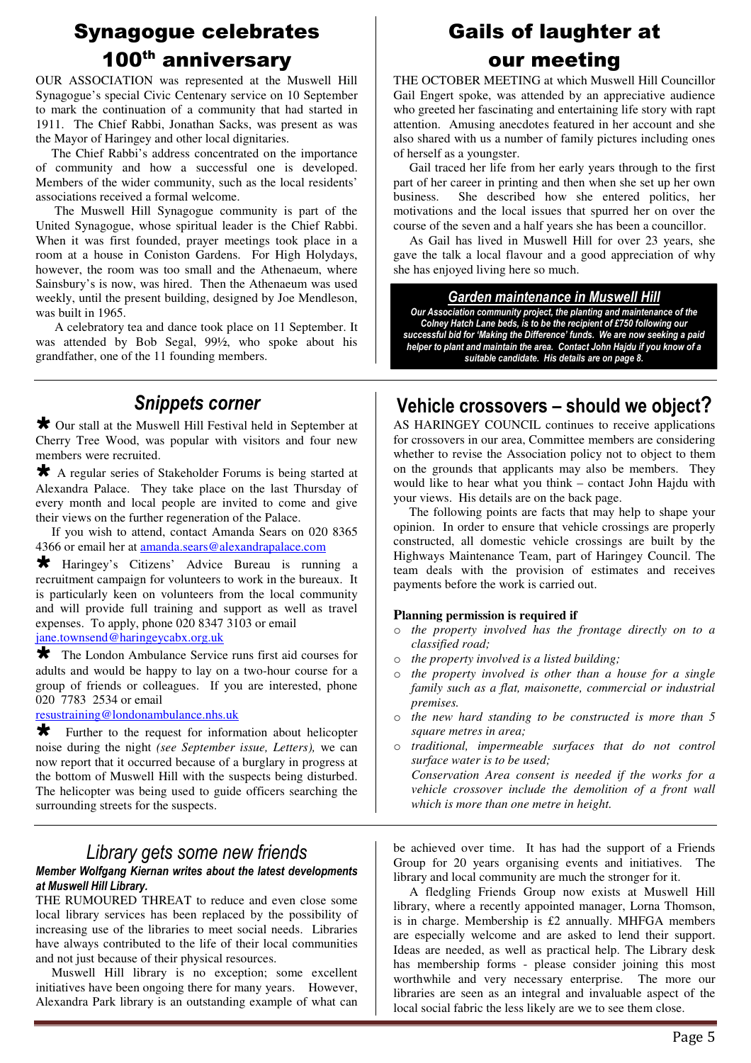## Synagogue celebrates 100th anniversary

OUR ASSOCIATION was represented at the Muswell Hill Synagogue's special Civic Centenary service on 10 September to mark the continuation of a community that had started in 1911. The Chief Rabbi, Jonathan Sacks, was present as was the Mayor of Haringey and other local dignitaries.

The Chief Rabbi's address concentrated on the importance of community and how a successful one is developed. Members of the wider community, such as the local residents' associations received a formal welcome.

The Muswell Hill Synagogue community is part of the United Synagogue, whose spiritual leader is the Chief Rabbi. When it was first founded, prayer meetings took place in a room at a house in Coniston Gardens. For High Holydays, however, the room was too small and the Athenaeum, where Sainsbury's is now, was hired. Then the Athenaeum was used weekly, until the present building, designed by Joe Mendleson, was built in 1965.

A celebratory tea and dance took place on 11 September. It was attended by Bob Segal, 99½, who spoke about his grandfather, one of the 11 founding members.

## Gails of laughter at our meeting

THE OCTOBER MEETING at which Muswell Hill Councillor Gail Engert spoke, was attended by an appreciative audience who greeted her fascinating and entertaining life story with rapt attention. Amusing anecdotes featured in her account and she also shared with us a number of family pictures including ones of herself as a youngster.

Gail traced her life from her early years through to the first part of her career in printing and then when she set up her own business. She described how she entered politics, her motivations and the local issues that spurred her on over the course of the seven and a half years she has been a councillor.

As Gail has lived in Muswell Hill for over 23 years, she gave the talk a local flavour and a good appreciation of why she has enjoyed living here so much.

### *Garden maintenance in Muswell Hill*

***Our Association community project, the planting and maintenance of the Colney Hatch Lane beds, is to be the recipient of £750 following our successful bid for 'Making the Difference' funds. We are now seeking a paid helper to plant and maintain the area. Contact John Hajdu if you know of a suitable candidate. His details are on page 8.***

## *Snippets corner*

* Our stall at the Muswell Hill Festival held in September at Cherry Tree Wood, was popular with visitors and four new members were recruited.

* A regular series of Stakeholder Forums is being started at Alexandra Palace. They take place on the last Thursday of every month and local people are invited to come and give their views on the further regeneration of the Palace.

  If you wish to attend, contact Amanda Sears on 020 8365 4366 or email her at amanda.sears@alexandrapalace.com

* Haringey's Citizens' Advice Bureau is running a recruitment campaign for volunteers to work in the bureaux. It is particularly keen on volunteers from the local community and will provide full training and support as well as travel expenses. To apply, phone 020 8347 3103 or email jane.townsend@haringeycabx.org.uk

* The London Ambulance Service runs first aid courses for adults and would be happy to lay on a two-hour course for a group of friends or colleagues. If you are interested, phone 020 7783 2534 or email resustraining@londonambulance.nhs.uk

* Further to the request for information about helicopter noise during the night *(see September issue, Letters),* we can now report that it occurred because of a burglary in progress at the bottom of Muswell Hill with the suspects being disturbed. The helicopter was being used to guide officers searching the surrounding streets for the suspects.

## Vehicle crossovers – should we object?

AS HARINGEY COUNCIL continues to receive applications for crossovers in our area, Committee members are considering whether to revise the Association policy not to object to them on the grounds that applicants may also be members. They would like to hear what you think – contact John Hajdu with your views. His details are on the back page.

The following points are facts that may help to shape your opinion. In order to ensure that vehicle crossings are properly constructed, all domestic vehicle crossings are built by the Highways Maintenance Team, part of Haringey Council. The team deals with the provision of estimates and receives payments before the work is carried out.

**Planning permission is required if**

- *the property involved has the frontage directly on to a classified road;*
- *the property involved is a listed building;*
- *the property involved is other than a house for a single family such as a flat, maisonette, commercial or industrial premises.*
- *the new hard standing to be constructed is more than 5 square metres in area;*
- *traditional, impermeable surfaces that do not control surface water is to be used;*

  *Conservation Area consent is needed if the works for a vehicle crossover include the demolition of a front wall which is more than one metre in height.*

## *Library gets some new friends*

***Member Wolfgang Kiernan writes about the latest developments at Muswell Hill Library.***

THE RUMOURED THREAT to reduce and even close some local library services has been replaced by the possibility of increasing use of the libraries to meet social needs. Libraries have always contributed to the life of their local communities and not just because of their physical resources.

Muswell Hill library is no exception; some excellent initiatives have been ongoing there for many years. However, Alexandra Park library is an outstanding example of what can be achieved over time. It has had the support of a Friends Group for 20 years organising events and initiatives. The library and local community are much the stronger for it.

A fledgling Friends Group now exists at Muswell Hill library, where a recently appointed manager, Lorna Thomson, is in charge. Membership is £2 annually. MHFGA members are especially welcome and are asked to lend their support. Ideas are needed, as well as practical help. The Library desk has membership forms - please consider joining this most worthwhile and very necessary enterprise. The more our libraries are seen as an integral and invaluable aspect of the local social fabric the less likely are we to see them close.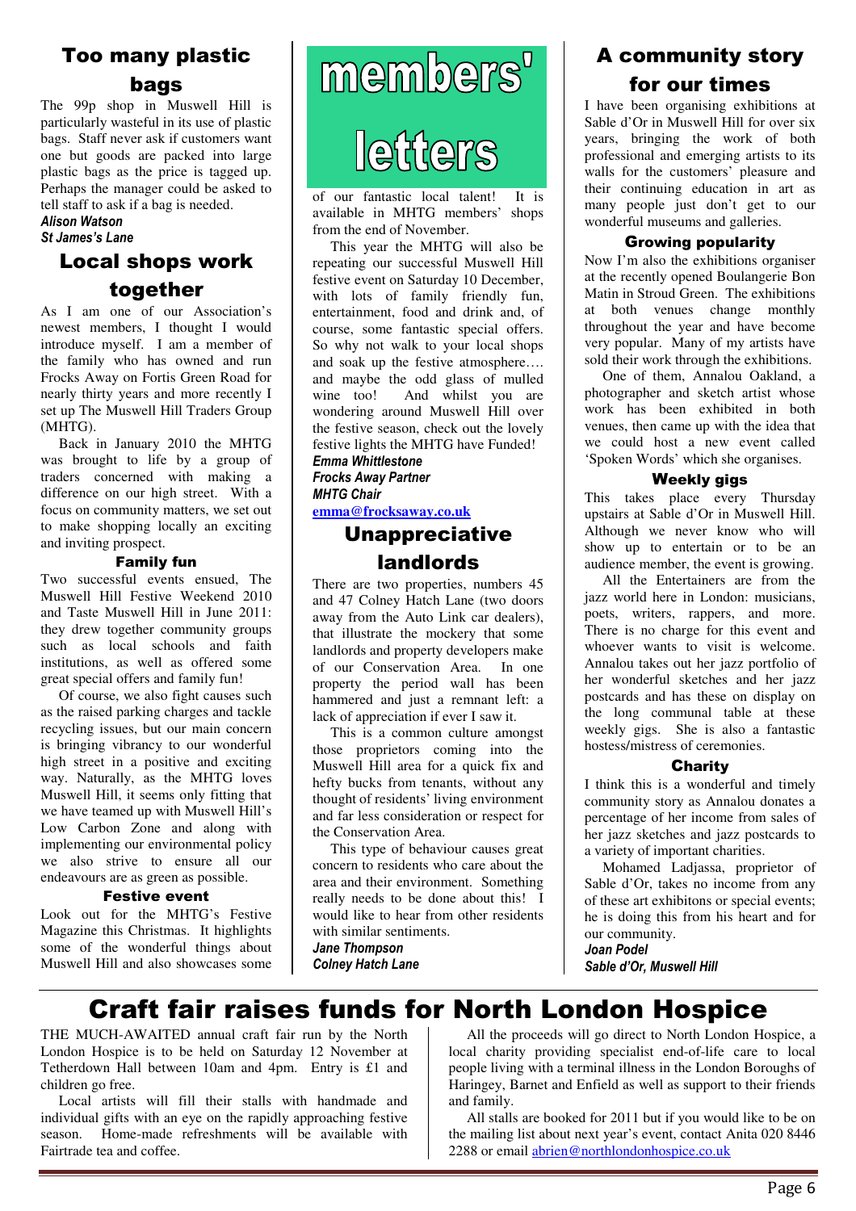## Too many plastic bags

The 99p shop in Muswell Hill is particularly wasteful in its use of plastic bags. Staff never ask if customers want one but goods are packed into large plastic bags as the price is tagged up. Perhaps the manager could be asked to tell staff to ask if a bag is needed.

***Alison Watson***
***St James's Lane***

## Local shops work together

As I am one of our Association's newest members, I thought I would introduce myself. I am a member of the family who has owned and run Frocks Away on Fortis Green Road for nearly thirty years and more recently I set up The Muswell Hill Traders Group (MHTG).

Back in January 2010 the MHTG was brought to life by a group of traders concerned with making a difference on our high street. With a focus on community matters, we set out to make shopping locally an exciting and inviting prospect.

### Family fun

Two successful events ensued, The Muswell Hill Festive Weekend 2010 and Taste Muswell Hill in June 2011: they drew together community groups such as local schools and faith institutions, as well as offered some great special offers and family fun!

Of course, we also fight causes such as the raised parking charges and tackle recycling issues, but our main concern is bringing vibrancy to our wonderful high street in a positive and exciting way. Naturally, as the MHTG loves Muswell Hill, it seems only fitting that we have teamed up with Muswell Hill's Low Carbon Zone and along with implementing our environmental policy we also strive to ensure all our endeavours are as green as possible.

### Festive event

Look out for the MHTG's Festive Magazine this Christmas. It highlights some of the wonderful things about Muswell Hill and also showcases some of our fantastic local talent! It is available in MHTG members' shops from the end of November.

This year the MHTG will also be repeating our successful Muswell Hill festive event on Saturday 10 December, with lots of family friendly fun, entertainment, food and drink and, of course, some fantastic special offers. So why not walk to your local shops and soak up the festive atmosphere…. and maybe the odd glass of mulled wine too! And whilst you are wondering around Muswell Hill over the festive season, check out the lovely festive lights the MHTG have Funded!

***Emma Whittlestone***
***Frocks Away Partner***
***MHTG Chair***
emma@frocksaway.co.uk

# members' letters

## Unappreciative landlords

There are two properties, numbers 45 and 47 Colney Hatch Lane (two doors away from the Auto Link car dealers), that illustrate the mockery that some landlords and property developers make of our Conservation Area. In one property the period wall has been hammered and just a remnant left: a lack of appreciation if ever I saw it.

This is a common culture amongst those proprietors coming into the Muswell Hill area for a quick fix and hefty bucks from tenants, without any thought of residents' living environment and far less consideration or respect for the Conservation Area.

This type of behaviour causes great concern to residents who care about the area and their environment. Something really needs to be done about this! I would like to hear from other residents with similar sentiments.

***Jane Thompson***
***Colney Hatch Lane***

## A community story for our times

I have been organising exhibitions at Sable d'Or in Muswell Hill for over six years, bringing the work of both professional and emerging artists to its walls for the customers' pleasure and their continuing education in art as many people just don't get to our wonderful museums and galleries.

### Growing popularity

Now I'm also the exhibitions organiser at the recently opened Boulangerie Bon Matin in Stroud Green. The exhibitions at both venues change monthly throughout the year and have become very popular. Many of my artists have sold their work through the exhibitions.

One of them, Annalou Oakland, a photographer and sketch artist whose work has been exhibited in both venues, then came up with the idea that we could host a new event called 'Spoken Words' which she organises.

### Weekly gigs

This takes place every Thursday upstairs at Sable d'Or in Muswell Hill. Although we never know who will show up to entertain or to be an audience member, the event is growing.

All the Entertainers are from the jazz world here in London: musicians, poets, writers, rappers, and more. There is no charge for this event and whoever wants to visit is welcome. Annalou takes out her jazz portfolio of her wonderful sketches and her jazz postcards and has these on display on the long communal table at these weekly gigs. She is also a fantastic hostess/mistress of ceremonies.

### Charity

I think this is a wonderful and timely community story as Annalou donates a percentage of her income from sales of her jazz sketches and jazz postcards to a variety of important charities.

Mohamed Ladjassa, proprietor of Sable d'Or, takes no income from any of these art exhibitons or special events; he is doing this from his heart and for our community.

***Joan Podel***
***Sable d'Or, Muswell Hill***

# Craft fair raises funds for North London Hospice

THE MUCH-AWAITED annual craft fair run by the North London Hospice is to be held on Saturday 12 November at Tetherdown Hall between 10am and 4pm. Entry is £1 and children go free.

Local artists will fill their stalls with handmade and individual gifts with an eye on the rapidly approaching festive season. Home-made refreshments will be available with Fairtrade tea and coffee.

All the proceeds will go direct to North London Hospice, a local charity providing specialist end-of-life care to local people living with a terminal illness in the London Boroughs of Haringey, Barnet and Enfield as well as support to their friends and family.

All stalls are booked for 2011 but if you would like to be on the mailing list about next year's event, contact Anita 020 8446 2288 or email abrien@northlondonhospice.co.uk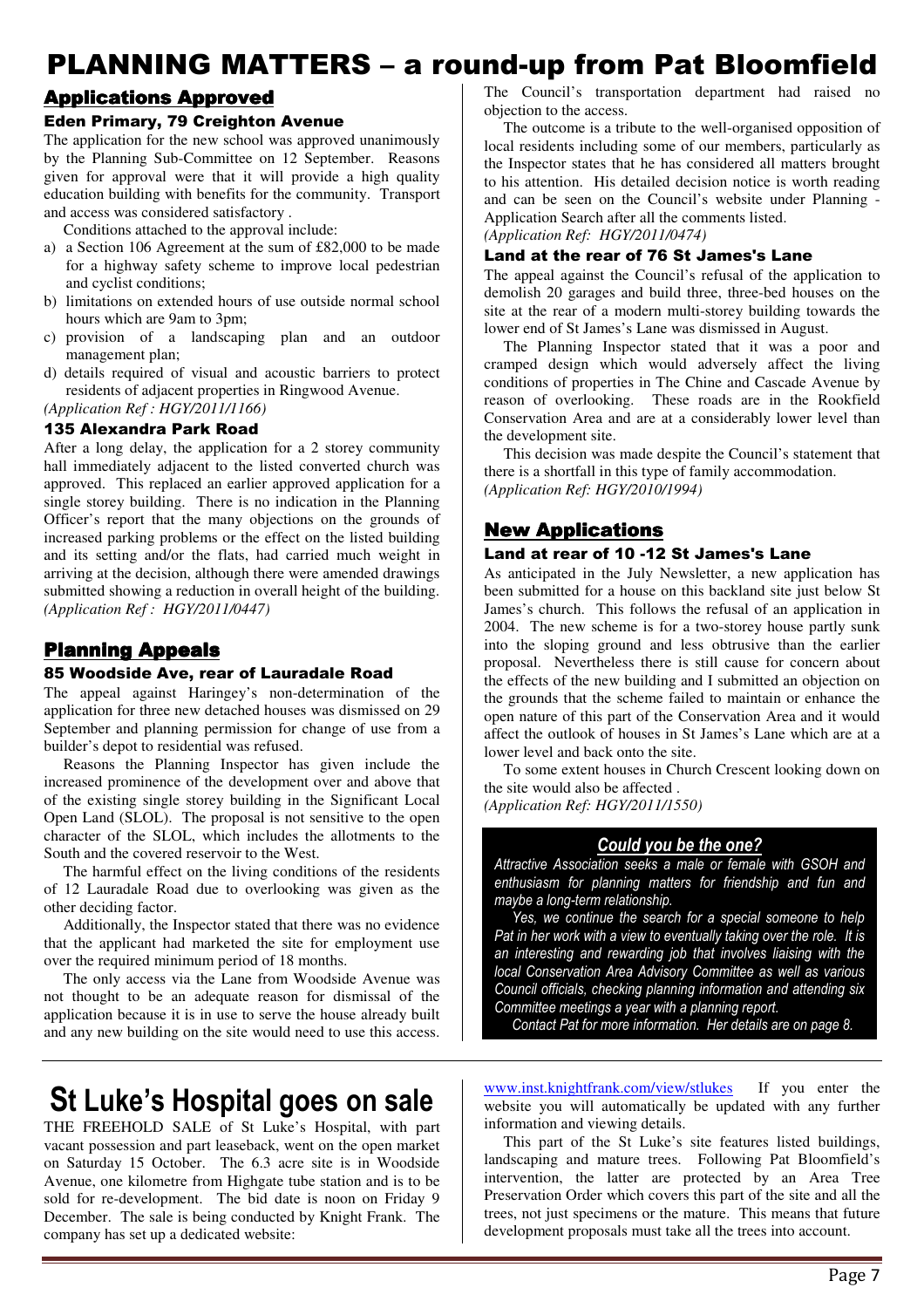# PLANNING MATTERS – a round-up from Pat Bloomfield

## Applications Approved

### Eden Primary, 79 Creighton Avenue

The application for the new school was approved unanimously by the Planning Sub-Committee on 12 September. Reasons given for approval were that it will provide a high quality education building with benefits for the community. Transport and access was considered satisfactory .

Conditions attached to the approval include:

a) a Section 106 Agreement at the sum of £82,000 to be made for a highway safety scheme to improve local pedestrian and cyclist conditions;
b) limitations on extended hours of use outside normal school hours which are 9am to 3pm;
c) provision of a landscaping plan and an outdoor management plan;
d) details required of visual and acoustic barriers to protect residents of adjacent properties in Ringwood Avenue.

*(Application Ref : HGY/2011/1166)*

### 135 Alexandra Park Road

After a long delay, the application for a 2 storey community hall immediately adjacent to the listed converted church was approved. This replaced an earlier approved application for a single storey building. There is no indication in the Planning Officer's report that the many objections on the grounds of increased parking problems or the effect on the listed building and its setting and/or the flats, had carried much weight in arriving at the decision, although there were amended drawings submitted showing a reduction in overall height of the building. *(Application Ref : HGY/2011/0447)*

## Planning Appeals

### 85 Woodside Ave, rear of Lauradale Road

The appeal against Haringey's non-determination of the application for three new detached houses was dismissed on 29 September and planning permission for change of use from a builder's depot to residential was refused.

Reasons the Planning Inspector has given include the increased prominence of the development over and above that of the existing single storey building in the Significant Local Open Land (SLOL). The proposal is not sensitive to the open character of the SLOL, which includes the allotments to the South and the covered reservoir to the West.

The harmful effect on the living conditions of the residents of 12 Lauradale Road due to overlooking was given as the other deciding factor.

Additionally, the Inspector stated that there was no evidence that the applicant had marketed the site for employment use over the required minimum period of 18 months.

The only access via the Lane from Woodside Avenue was not thought to be an adequate reason for dismissal of the application because it is in use to serve the house already built and any new building on the site would need to use this access. The Council's transportation department had raised no objection to the access.

The outcome is a tribute to the well-organised opposition of local residents including some of our members, particularly as the Inspector states that he has considered all matters brought to his attention. His detailed decision notice is worth reading and can be seen on the Council's website under Planning - Application Search after all the comments listed.

*(Application Ref: HGY/2011/0474)*

### Land at the rear of 76 St James's Lane

The appeal against the Council's refusal of the application to demolish 20 garages and build three, three-bed houses on the site at the rear of a modern multi-storey building towards the lower end of St James's Lane was dismissed in August.

The Planning Inspector stated that it was a poor and cramped design which would adversely affect the living conditions of properties in The Chine and Cascade Avenue by reason of overlooking. These roads are in the Rookfield Conservation Area and are at a considerably lower level than the development site.

This decision was made despite the Council's statement that there is a shortfall in this type of family accommodation. *(Application Ref: HGY/2010/1994)*

## New Applications

### Land at rear of 10 -12 St James's Lane

As anticipated in the July Newsletter, a new application has been submitted for a house on this backland site just below St James's church. This follows the refusal of an application in 2004. The new scheme is for a two-storey house partly sunk into the sloping ground and less obtrusive than the earlier proposal. Nevertheless there is still cause for concern about the effects of the new building and I submitted an objection on the grounds that the scheme failed to maintain or enhance the open nature of this part of the Conservation Area and it would affect the outlook of houses in St James's Lane which are at a lower level and back onto the site.

To some extent houses in Church Crescent looking down on the site would also be affected .

*(Application Ref: HGY/2011/1550)*

### *Could you be the one?*

*Attractive Association seeks a male or female with GSOH and enthusiasm for planning matters for friendship and fun and maybe a long-term relationship.*

*Yes, we continue the search for a special someone to help Pat in her work with a view to eventually taking over the role. It is an interesting and rewarding job that involves liaising with the local Conservation Area Advisory Committee as well as various Council officials, checking planning information and attending six Committee meetings a year with a planning report.*

*Contact Pat for more information. Her details are on page 8.*

# St Luke's Hospital goes on sale

THE FREEHOLD SALE of St Luke's Hospital, with part vacant possession and part leaseback, went on the open market on Saturday 15 October. The 6.3 acre site is in Woodside Avenue, one kilometre from Highgate tube station and is to be sold for re-development. The bid date is noon on Friday 9 December. The sale is being conducted by Knight Frank. The company has set up a dedicated website: www.inst.knightfrank.com/view/stlukes If you enter the website you will automatically be updated with any further information and viewing details.

This part of the St Luke's site features listed buildings, landscaping and mature trees. Following Pat Bloomfield's intervention, the latter are protected by an Area Tree Preservation Order which covers this part of the site and all the trees, not just specimens or the mature. This means that future development proposals must take all the trees into account.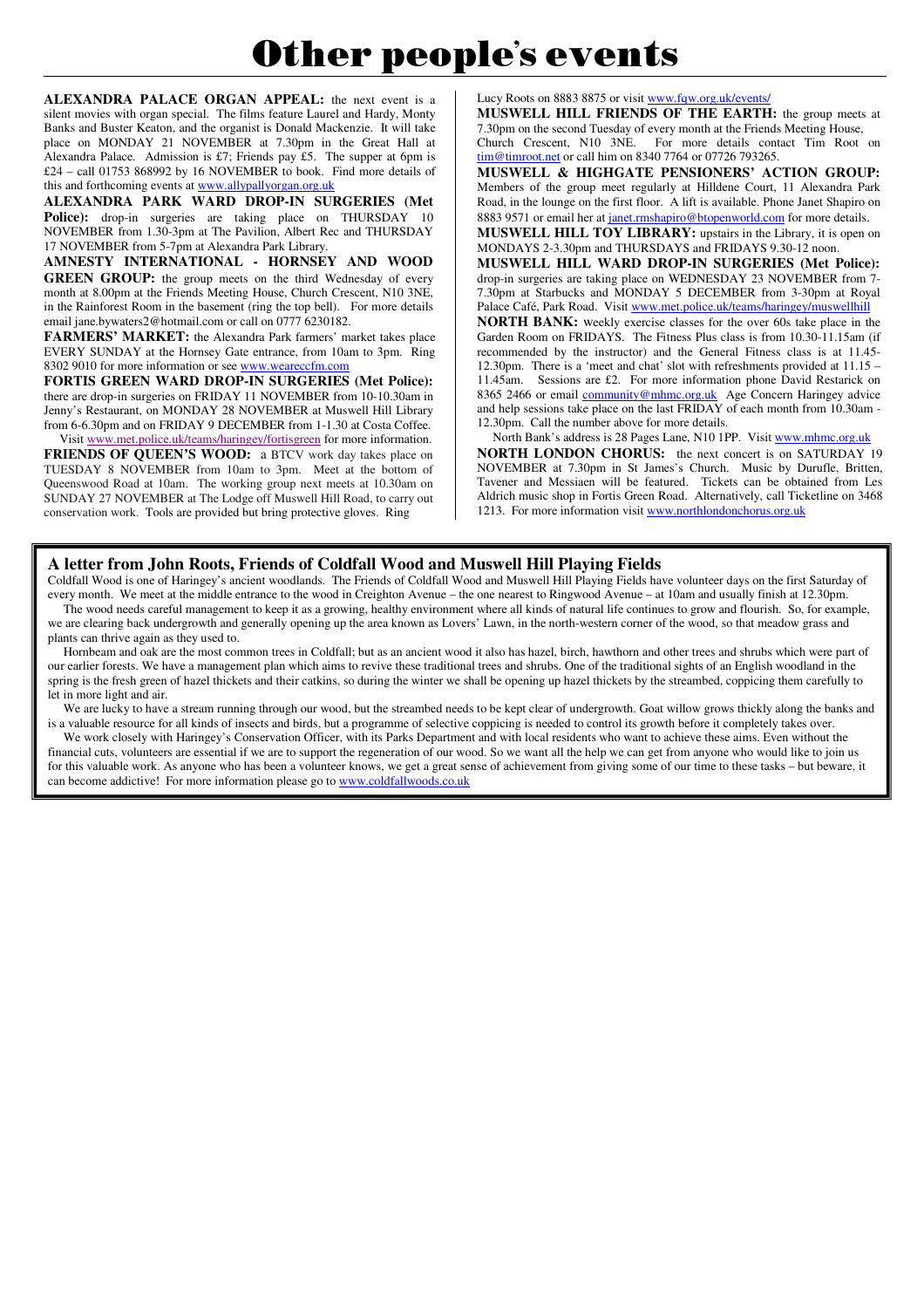# Other people's events

**ALEXANDRA PALACE ORGAN APPEAL:** the next event is a silent movies with organ special. The films feature Laurel and Hardy, Monty Banks and Buster Keaton, and the organist is Donald Mackenzie. It will take place on MONDAY 21 NOVEMBER at 7.30pm in the Great Hall at Alexandra Palace. Admission is £7; Friends pay £5. The supper at 6pm is £24 – call 01753 868992 by 16 NOVEMBER to book. Find more details of this and forthcoming events at www.allypallyorgan.org.uk

**ALEXANDRA PARK WARD DROP-IN SURGERIES (Met Police):** drop-in surgeries are taking place on THURSDAY 10 NOVEMBER from 1.30-3pm at The Pavilion, Albert Rec and THURSDAY 17 NOVEMBER from 5-7pm at Alexandra Park Library.

**AMNESTY INTERNATIONAL - HORNSEY AND WOOD GREEN GROUP:** the group meets on the third Wednesday of every month at 8.00pm at the Friends Meeting House, Church Crescent, N10 3NE, in the Rainforest Room in the basement (ring the top bell). For more details email jane.bywaters2@hotmail.com or call on 0777 6230182.

**FARMERS' MARKET:** the Alexandra Park farmers' market takes place EVERY SUNDAY at the Hornsey Gate entrance, from 10am to 3pm. Ring 8302 9010 for more information or see www.weareccfm.com

**FORTIS GREEN WARD DROP-IN SURGERIES (Met Police):** there are drop-in surgeries on FRIDAY 11 NOVEMBER from 10-10.30am in Jenny's Restaurant, on MONDAY 28 NOVEMBER at Muswell Hill Library from 6-6.30pm and on FRIDAY 9 DECEMBER from 1-1.30 at Costa Coffee. Visit www.met.police.uk/teams/haringey/fortisgreen for more information.

**FRIENDS OF QUEEN'S WOOD:** a BTCV work day takes place on TUESDAY 8 NOVEMBER from 10am to 3pm. Meet at the bottom of Queenswood Road at 10am. The working group next meets at 10.30am on SUNDAY 27 NOVEMBER at The Lodge off Muswell Hill Road, to carry out conservation work. Tools are provided but bring protective gloves. Ring Lucy Roots on 8883 8875 or visit www.fqw.org.uk/events/

**MUSWELL HILL FRIENDS OF THE EARTH:** the group meets at 7.30pm on the second Tuesday of every month at the Friends Meeting House, Church Crescent, N10 3NE. For more details contact Tim Root on tim@timroot.net or call him on 8340 7764 or 07726 793265.

**MUSWELL & HIGHGATE PENSIONERS' ACTION GROUP:** Members of the group meet regularly at Hilldene Court, 11 Alexandra Park Road, in the lounge on the first floor. A lift is available. Phone Janet Shapiro on 8883 9571 or email her at janet.rmshapiro@btopenworld.com for more details.

**MUSWELL HILL TOY LIBRARY:** upstairs in the Library, it is open on MONDAYS 2-3.30pm and THURSDAYS and FRIDAYS 9.30-12 noon.

**MUSWELL HILL WARD DROP-IN SURGERIES (Met Police):** drop-in surgeries are taking place on WEDNESDAY 23 NOVEMBER from 7-7.30pm at Starbucks and MONDAY 5 DECEMBER from 3-30pm at Royal Palace Café, Park Road. Visit www.met.police.uk/teams/haringey/muswellhill

**NORTH BANK:** weekly exercise classes for the over 60s take place in the Garden Room on FRIDAYS. The Fitness Plus class is from 10.30-11.15am (if recommended by the instructor) and the General Fitness class is at 11.45-12.30pm. There is a 'meet and chat' slot with refreshments provided at 11.15 – 11.45am. Sessions are £2. For more information phone David Restarick on 8365 2466 or email community@mhmc.org.uk Age Concern Haringey advice and help sessions take place on the last FRIDAY of each month from 10.30am - 12.30pm. Call the number above for more details.

North Bank's address is 28 Pages Lane, N10 1PP. Visit www.mhmc.org.uk

**NORTH LONDON CHORUS:** the next concert is on SATURDAY 19 NOVEMBER at 7.30pm in St James's Church. Music by Durufle, Britten, Tavener and Messiaen will be featured. Tickets can be obtained from Les Aldrich music shop in Fortis Green Road. Alternatively, call Ticketline on 3468 1213. For more information visit www.northlondonchorus.org.uk

## A letter from John Roots, Friends of Coldfall Wood and Muswell Hill Playing Fields

Coldfall Wood is one of Haringey's ancient woodlands. The Friends of Coldfall Wood and Muswell Hill Playing Fields have volunteer days on the first Saturday of every month. We meet at the middle entrance to the wood in Creighton Avenue – the one nearest to Ringwood Avenue – at 10am and usually finish at 12.30pm.

The wood needs careful management to keep it as a growing, healthy environment where all kinds of natural life continues to grow and flourish. So, for example, we are clearing back undergrowth and generally opening up the area known as Lovers' Lawn, in the north-western corner of the wood, so that meadow grass and plants can thrive again as they used to.

Hornbeam and oak are the most common trees in Coldfall; but as an ancient wood it also has hazel, birch, hawthorn and other trees and shrubs which were part of our earlier forests. We have a management plan which aims to revive these traditional trees and shrubs. One of the traditional sights of an English woodland in the spring is the fresh green of hazel thickets and their catkins, so during the winter we shall be opening up hazel thickets by the streambed, coppicing them carefully to let in more light and air.

We are lucky to have a stream running through our wood, but the streambed needs to be kept clear of undergrowth. Goat willow grows thickly along the banks and is a valuable resource for all kinds of insects and birds, but a programme of selective coppicing is needed to control its growth before it completely takes over.

We work closely with Haringey's Conservation Officer, with its Parks Department and with local residents who want to achieve these aims. Even without the financial cuts, volunteers are essential if we are to support the regeneration of our wood. So we want all the help we can get from anyone who would like to join us for this valuable work. As anyone who has been a volunteer knows, we get a great sense of achievement from giving some of our time to these tasks – but beware, it can become addictive! For more information please go to www.coldfallwoods.co.uk